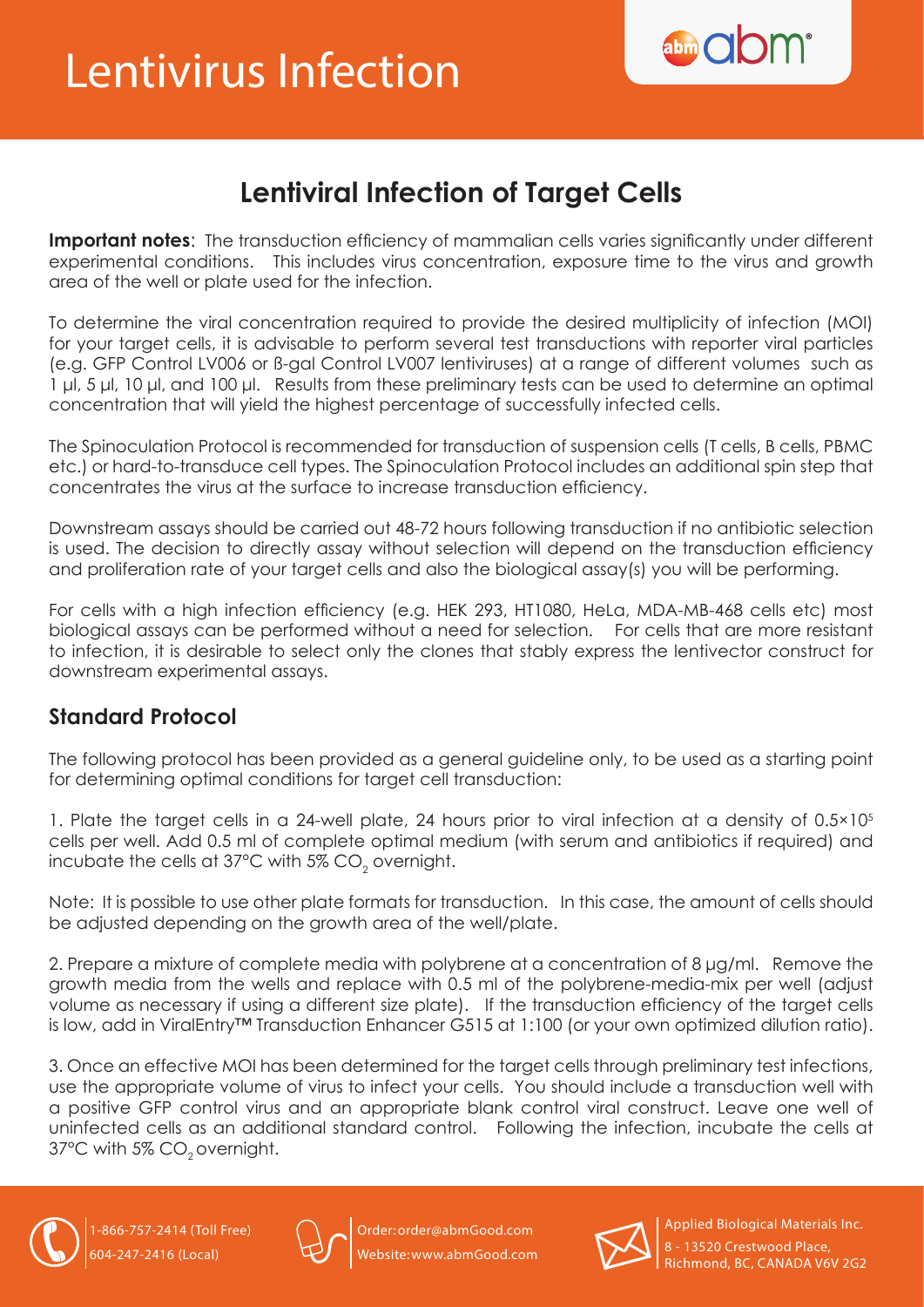# Lentivirus Infection

## Lentiviral Infection of Target Cells

**Important notes**: The transduction efficiency of mammalian cells varies significantly under different experimental conditions. This includes virus concentration, exposure time to the virus and growth area of the well or plate used for the infection.

To determine the viral concentration required to provide the desired multiplicity of infection (MOI) for your target cells, it is advisable to perform several test transductions with reporter viral particles (e.g. GFP Control LV006 or ß-gal Control LV007 lentiviruses) at a range of different volumes such as 1 µl, 5 µl, 10 µl, and 100 µl. Results from these preliminary tests can be used to determine an optimal concentration that will yield the highest percentage of successfully infected cells.

The Spinoculation Protocol is recommended for transduction of suspension cells (T cells, B cells, PBMC etc.) or hard-to-transduce cell types. The Spinoculation Protocol includes an additional spin step that concentrates the virus at the surface to increase transduction efficiency.

Downstream assays should be carried out 48-72 hours following transduction if no antibiotic selection is used. The decision to directly assay without selection will depend on the transduction efficiency and proliferation rate of your target cells and also the biological assay(s) you will be performing.

For cells with a high infection efficiency (e.g. HEK 293, HT1080, HeLa, MDA-MB-468 cells etc) most biological assays can be performed without a need for selection. For cells that are more resistant to infection, it is desirable to select only the clones that stably express the lentivector construct for downstream experimental assays.

### Standard Protocol

The following protocol has been provided as a general guideline only, to be used as a starting point for determining optimal conditions for target cell transduction:

1. Plate the target cells in a 24-well plate, 24 hours prior to viral infection at a density of $0.5 \times 10^5$ cells per well. Add 0.5 ml of complete optimal medium (with serum and antibiotics if required) and incubate the cells at 37°C with 5% $CO_2$ overnight.

Note: It is possible to use other plate formats for transduction. In this case, the amount of cells should be adjusted depending on the growth area of the well/plate.

2. Prepare a mixture of complete media with polybrene at a concentration of 8 µg/ml. Remove the growth media from the wells and replace with 0.5 ml of the polybrene-media-mix per well (adjust volume as necessary if using a different size plate). If the transduction efficiency of the target cells is low, add in ViralEntry™ Transduction Enhancer G515 at 1:100 (or your own optimized dilution ratio).

3. Once an effective MOI has been determined for the target cells through preliminary test infections, use the appropriate volume of virus to infect your cells. You should include a transduction well with a positive GFP control virus and an appropriate blank control viral construct. Leave one well of uninfected cells as an additional standard control. Following the infection, incubate the cells at 37°C with 5% $CO_2$ overnight.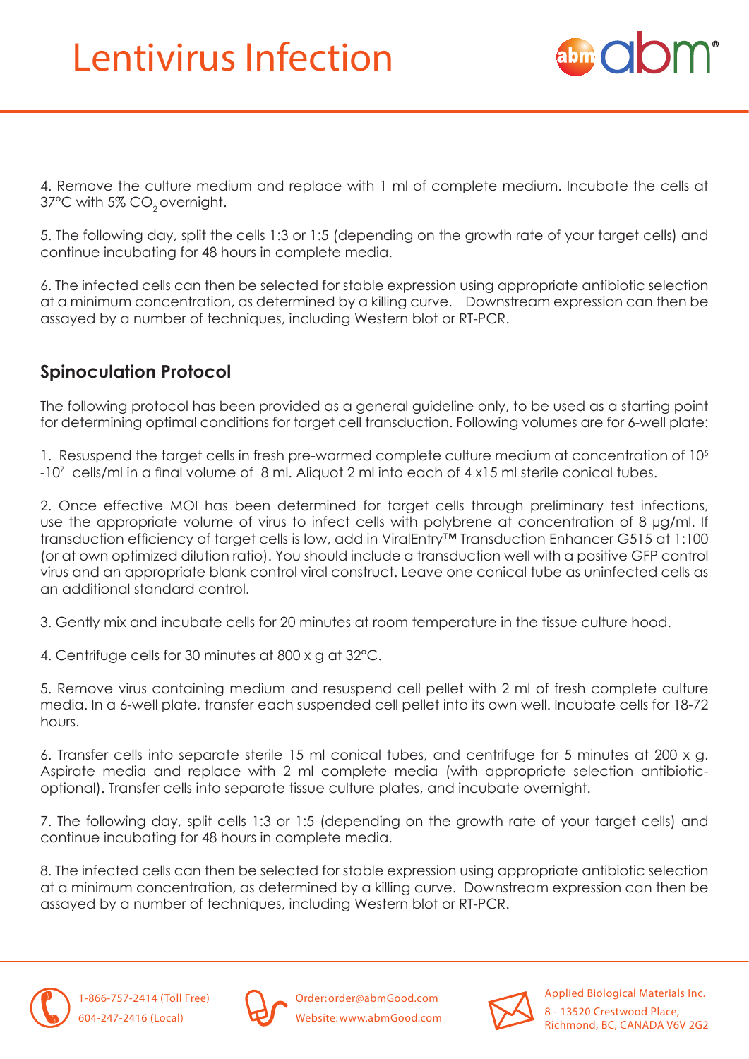4. Remove the culture medium and replace with 1 ml of complete medium. Incubate the cells at 37°C with 5% $CO_2$ overnight.

5. The following day, split the cells 1:3 or 1:5 (depending on the growth rate of your target cells) and continue incubating for 48 hours in complete media.

6. The infected cells can then be selected for stable expression using appropriate antibiotic selection at a minimum concentration, as determined by a killing curve. Downstream expression can then be assayed by a number of techniques, including Western blot or RT-PCR.

## Spinoculation Protocol

The following protocol has been provided as a general guideline only, to be used as a starting point for determining optimal conditions for target cell transduction. Following volumes are for 6-well plate:

1. Resuspend the target cells in fresh pre-warmed complete culture medium at concentration of $10^5$ -$10^7$ cells/ml in a final volume of 8 ml. Aliquot 2 ml into each of 4 x15 ml sterile conical tubes.

2. Once effective MOI has been determined for target cells through preliminary test infections, use the appropriate volume of virus to infect cells with polybrene at concentration of 8 µg/ml. If transduction efficiency of target cells is low, add in ViralEntry™ Transduction Enhancer G515 at 1:100 (or at own optimized dilution ratio). You should include a transduction well with a positive GFP control virus and an appropriate blank control viral construct. Leave one conical tube as uninfected cells as an additional standard control.

3. Gently mix and incubate cells for 20 minutes at room temperature in the tissue culture hood.

4. Centrifuge cells for 30 minutes at 800 x g at 32°C.

5. Remove virus containing medium and resuspend cell pellet with 2 ml of fresh complete culture media. In a 6-well plate, transfer each suspended cell pellet into its own well. Incubate cells for 18-72 hours.

6. Transfer cells into separate sterile 15 ml conical tubes, and centrifuge for 5 minutes at 200 x g. Aspirate media and replace with 2 ml complete media (with appropriate selection antibiotic-optional). Transfer cells into separate tissue culture plates, and incubate overnight.

7. The following day, split cells 1:3 or 1:5 (depending on the growth rate of your target cells) and continue incubating for 48 hours in complete media.

8. The infected cells can then be selected for stable expression using appropriate antibiotic selection at a minimum concentration, as determined by a killing curve. Downstream expression can then be assayed by a number of techniques, including Western blot or RT-PCR.